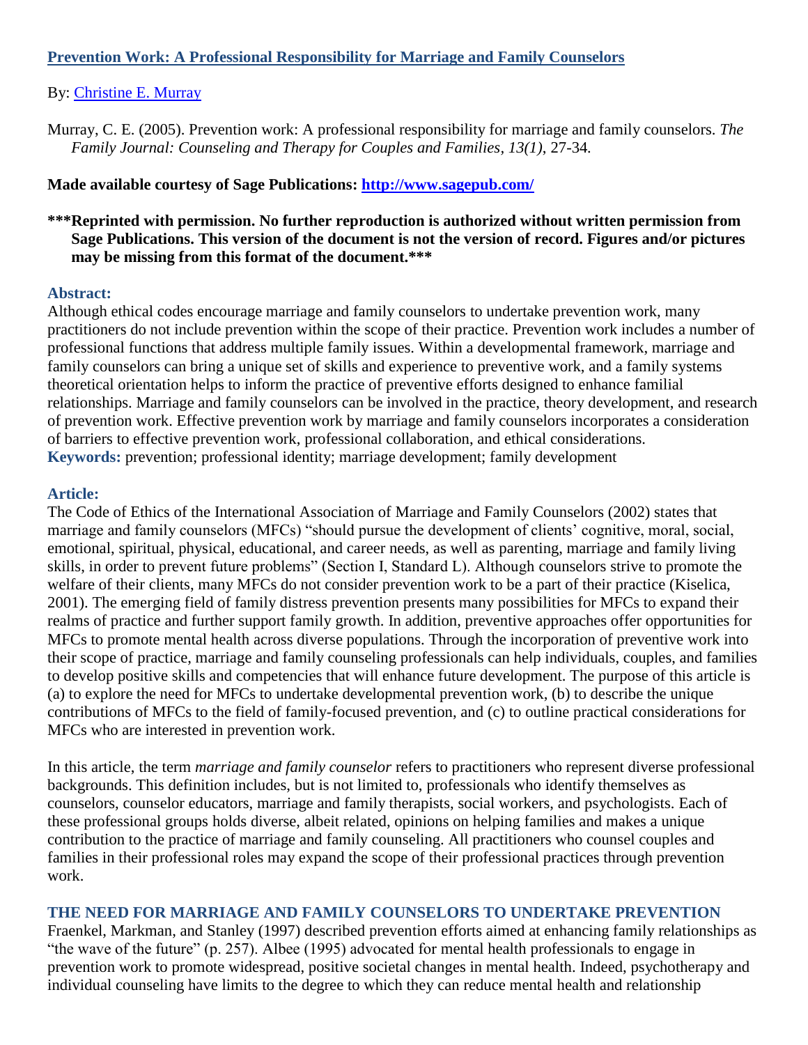# [Prevention Work: A Professional Responsibility for Marriage and Family Counselors](#)

By: [Christine E. Murray](#)

Murray, C. E. (2005). Prevention work: A professional responsibility for marriage and family counselors. *The Family Journal: Counseling and Therapy for Couples and Families, 13(1)*, 27-34.

**Made available courtesy of Sage Publications: [http://www.sagepub.com/](http://www.sagepub.com/)**

**\*\*\*Reprinted with permission. No further reproduction is authorized without written permission from Sage Publications. This version of the document is not the version of record. Figures and/or pictures may be missing from this format of the document.\*\*\***

## Abstract:

Although ethical codes encourage marriage and family counselors to undertake prevention work, many practitioners do not include prevention within the scope of their practice. Prevention work includes a number of professional functions that address multiple family issues. Within a developmental framework, marriage and family counselors can bring a unique set of skills and experience to preventive work, and a family systems theoretical orientation helps to inform the practice of preventive efforts designed to enhance familial relationships. Marriage and family counselors can be involved in the practice, theory development, and research of prevention work. Effective prevention work by marriage and family counselors incorporates a consideration of barriers to effective prevention work, professional collaboration, and ethical considerations.

**Keywords:** prevention; professional identity; marriage development; family development

## Article:

The Code of Ethics of the International Association of Marriage and Family Counselors (2002) states that marriage and family counselors (MFCs) "should pursue the development of clients' cognitive, moral, social, emotional, spiritual, physical, educational, and career needs, as well as parenting, marriage and family living skills, in order to prevent future problems" (Section I, Standard L). Although counselors strive to promote the welfare of their clients, many MFCs do not consider prevention work to be a part of their practice (Kiselica, 2001). The emerging field of family distress prevention presents many possibilities for MFCs to expand their realms of practice and further support family growth. In addition, preventive approaches offer opportunities for MFCs to promote mental health across diverse populations. Through the incorporation of preventive work into their scope of practice, marriage and family counseling professionals can help individuals, couples, and families to develop positive skills and competencies that will enhance future development. The purpose of this article is (a) to explore the need for MFCs to undertake developmental prevention work, (b) to describe the unique contributions of MFCs to the field of family-focused prevention, and (c) to outline practical considerations for MFCs who are interested in prevention work.

In this article, the term *marriage and family counselor* refers to practitioners who represent diverse professional backgrounds. This definition includes, but is not limited to, professionals who identify themselves as counselors, counselor educators, marriage and family therapists, social workers, and psychologists. Each of these professional groups holds diverse, albeit related, opinions on helping families and makes a unique contribution to the practice of marriage and family counseling. All practitioners who counsel couples and families in their professional roles may expand the scope of their professional practices through prevention work.

## THE NEED FOR MARRIAGE AND FAMILY COUNSELORS TO UNDERTAKE PREVENTION

Fraenkel, Markman, and Stanley (1997) described prevention efforts aimed at enhancing family relationships as "the wave of the future" (p. 257). Albee (1995) advocated for mental health professionals to engage in prevention work to promote widespread, positive societal changes in mental health. Indeed, psychotherapy and individual counseling have limits to the degree to which they can reduce mental health and relationship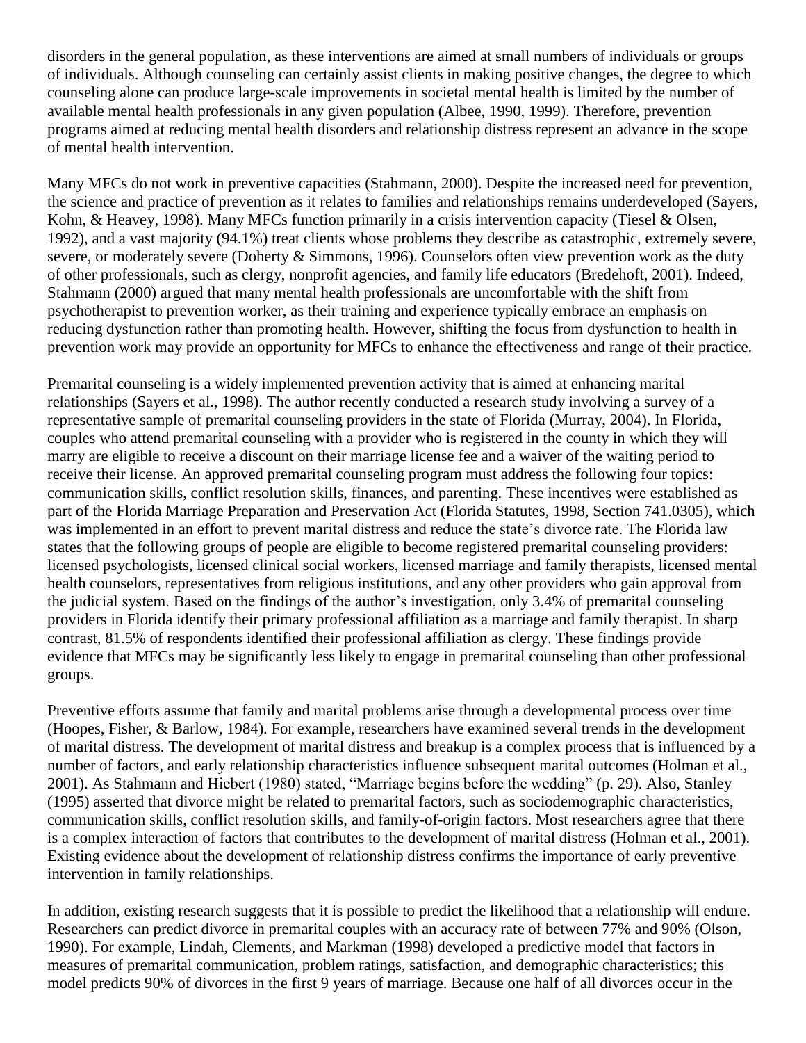disorders in the general population, as these interventions are aimed at small numbers of individuals or groups of individuals. Although counseling can certainly assist clients in making positive changes, the degree to which counseling alone can produce large-scale improvements in societal mental health is limited by the number of available mental health professionals in any given population (Albee, 1990, 1999). Therefore, prevention programs aimed at reducing mental health disorders and relationship distress represent an advance in the scope of mental health intervention.

Many MFCs do not work in preventive capacities (Stahmann, 2000). Despite the increased need for prevention, the science and practice of prevention as it relates to families and relationships remains underdeveloped (Sayers, Kohn, & Heavey, 1998). Many MFCs function primarily in a crisis intervention capacity (Tiesel & Olsen, 1992), and a vast majority (94.1%) treat clients whose problems they describe as catastrophic, extremely severe, severe, or moderately severe (Doherty & Simmons, 1996). Counselors often view prevention work as the duty of other professionals, such as clergy, nonprofit agencies, and family life educators (Bredehoft, 2001). Indeed, Stahmann (2000) argued that many mental health professionals are uncomfortable with the shift from psychotherapist to prevention worker, as their training and experience typically embrace an emphasis on reducing dysfunction rather than promoting health. However, shifting the focus from dysfunction to health in prevention work may provide an opportunity for MFCs to enhance the effectiveness and range of their practice.

Premarital counseling is a widely implemented prevention activity that is aimed at enhancing marital relationships (Sayers et al., 1998). The author recently conducted a research study involving a survey of a representative sample of premarital counseling providers in the state of Florida (Murray, 2004). In Florida, couples who attend premarital counseling with a provider who is registered in the county in which they will marry are eligible to receive a discount on their marriage license fee and a waiver of the waiting period to receive their license. An approved premarital counseling program must address the following four topics: communication skills, conflict resolution skills, finances, and parenting. These incentives were established as part of the Florida Marriage Preparation and Preservation Act (Florida Statutes, 1998, Section 741.0305), which was implemented in an effort to prevent marital distress and reduce the state's divorce rate. The Florida law states that the following groups of people are eligible to become registered premarital counseling providers: licensed psychologists, licensed clinical social workers, licensed marriage and family therapists, licensed mental health counselors, representatives from religious institutions, and any other providers who gain approval from the judicial system. Based on the findings of the author's investigation, only 3.4% of premarital counseling providers in Florida identify their primary professional affiliation as a marriage and family therapist. In sharp contrast, 81.5% of respondents identified their professional affiliation as clergy. These findings provide evidence that MFCs may be significantly less likely to engage in premarital counseling than other professional groups.

Preventive efforts assume that family and marital problems arise through a developmental process over time (Hoopes, Fisher, & Barlow, 1984). For example, researchers have examined several trends in the development of marital distress. The development of marital distress and breakup is a complex process that is influenced by a number of factors, and early relationship characteristics influence subsequent marital outcomes (Holman et al., 2001). As Stahmann and Hiebert (1980) stated, "Marriage begins before the wedding" (p. 29). Also, Stanley (1995) asserted that divorce might be related to premarital factors, such as sociodemographic characteristics, communication skills, conflict resolution skills, and family-of-origin factors. Most researchers agree that there is a complex interaction of factors that contributes to the development of marital distress (Holman et al., 2001). Existing evidence about the development of relationship distress confirms the importance of early preventive intervention in family relationships.

In addition, existing research suggests that it is possible to predict the likelihood that a relationship will endure. Researchers can predict divorce in premarital couples with an accuracy rate of between 77% and 90% (Olson, 1990). For example, Lindah, Clements, and Markman (1998) developed a predictive model that factors in measures of premarital communication, problem ratings, satisfaction, and demographic characteristics; this model predicts 90% of divorces in the first 9 years of marriage. Because one half of all divorces occur in the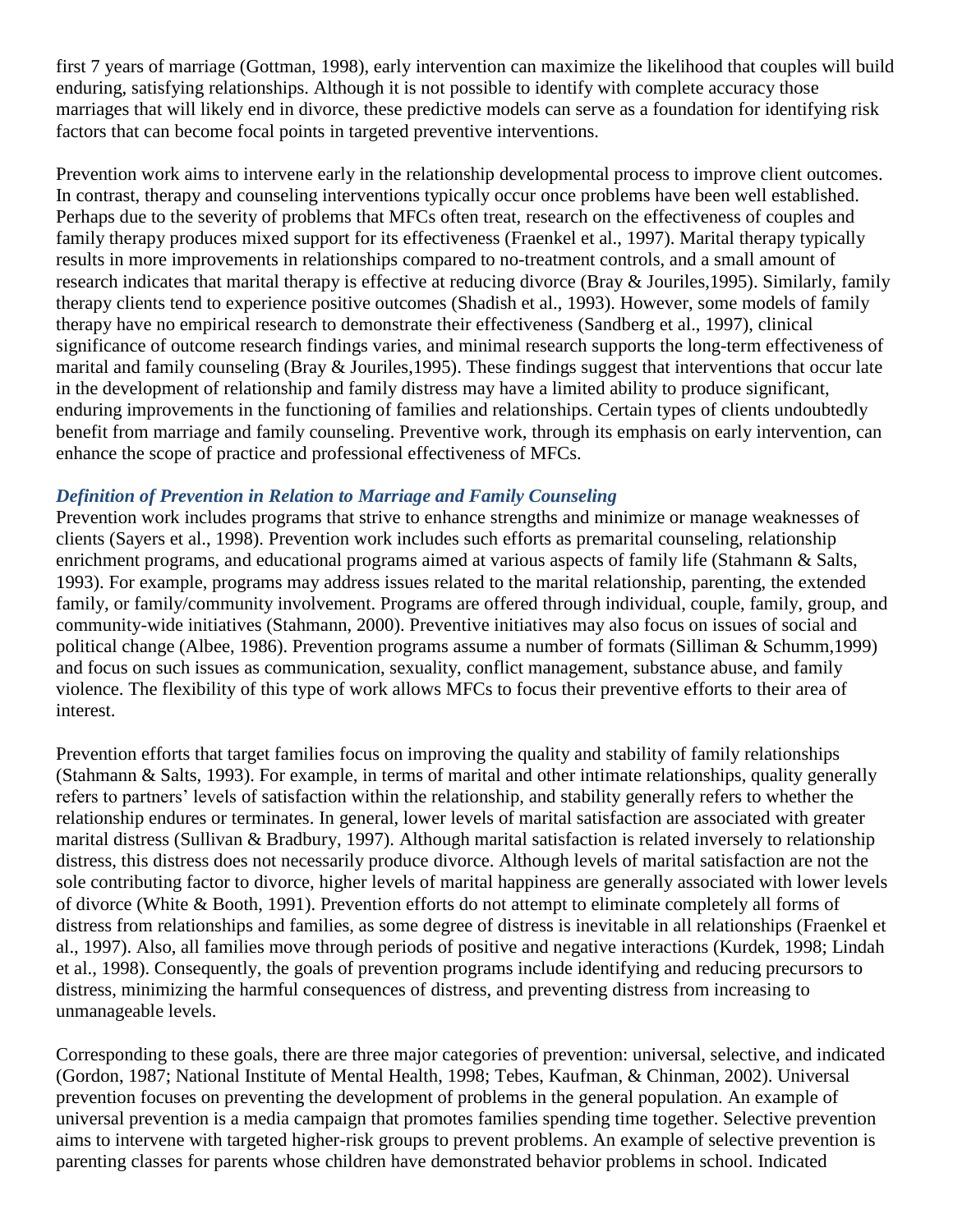first 7 years of marriage (Gottman, 1998), early intervention can maximize the likelihood that couples will build enduring, satisfying relationships. Although it is not possible to identify with complete accuracy those marriages that will likely end in divorce, these predictive models can serve as a foundation for identifying risk factors that can become focal points in targeted preventive interventions.

Prevention work aims to intervene early in the relationship developmental process to improve client outcomes. In contrast, therapy and counseling interventions typically occur once problems have been well established. Perhaps due to the severity of problems that MFCs often treat, research on the effectiveness of couples and family therapy produces mixed support for its effectiveness (Fraenkel et al., 1997). Marital therapy typically results in more improvements in relationships compared to no-treatment controls, and a small amount of research indicates that marital therapy is effective at reducing divorce (Bray & Jouriles,1995). Similarly, family therapy clients tend to experience positive outcomes (Shadish et al., 1993). However, some models of family therapy have no empirical research to demonstrate their effectiveness (Sandberg et al., 1997), clinical significance of outcome research findings varies, and minimal research supports the long-term effectiveness of marital and family counseling (Bray & Jouriles,1995). These findings suggest that interventions that occur late in the development of relationship and family distress may have a limited ability to produce significant, enduring improvements in the functioning of families and relationships. Certain types of clients undoubtedly benefit from marriage and family counseling. Preventive work, through its emphasis on early intervention, can enhance the scope of practice and professional effectiveness of MFCs.

### *Definition of Prevention in Relation to Marriage and Family Counseling*

Prevention work includes programs that strive to enhance strengths and minimize or manage weaknesses of clients (Sayers et al., 1998). Prevention work includes such efforts as premarital counseling, relationship enrichment programs, and educational programs aimed at various aspects of family life (Stahmann & Salts, 1993). For example, programs may address issues related to the marital relationship, parenting, the extended family, or family/community involvement. Programs are offered through individual, couple, family, group, and community-wide initiatives (Stahmann, 2000). Preventive initiatives may also focus on issues of social and political change (Albee, 1986). Prevention programs assume a number of formats (Silliman & Schumm,1999) and focus on such issues as communication, sexuality, conflict management, substance abuse, and family violence. The flexibility of this type of work allows MFCs to focus their preventive efforts to their area of interest.

Prevention efforts that target families focus on improving the quality and stability of family relationships (Stahmann & Salts, 1993). For example, in terms of marital and other intimate relationships, quality generally refers to partners' levels of satisfaction within the relationship, and stability generally refers to whether the relationship endures or terminates. In general, lower levels of marital satisfaction are associated with greater marital distress (Sullivan & Bradbury, 1997). Although marital satisfaction is related inversely to relationship distress, this distress does not necessarily produce divorce. Although levels of marital satisfaction are not the sole contributing factor to divorce, higher levels of marital happiness are generally associated with lower levels of divorce (White & Booth, 1991). Prevention efforts do not attempt to eliminate completely all forms of distress from relationships and families, as some degree of distress is inevitable in all relationships (Fraenkel et al., 1997). Also, all families move through periods of positive and negative interactions (Kurdek, 1998; Lindah et al., 1998). Consequently, the goals of prevention programs include identifying and reducing precursors to distress, minimizing the harmful consequences of distress, and preventing distress from increasing to unmanageable levels.

Corresponding to these goals, there are three major categories of prevention: universal, selective, and indicated (Gordon, 1987; National Institute of Mental Health, 1998; Tebes, Kaufman, & Chinman, 2002). Universal prevention focuses on preventing the development of problems in the general population. An example of universal prevention is a media campaign that promotes families spending time together. Selective prevention aims to intervene with targeted higher-risk groups to prevent problems. An example of selective prevention is parenting classes for parents whose children have demonstrated behavior problems in school. Indicated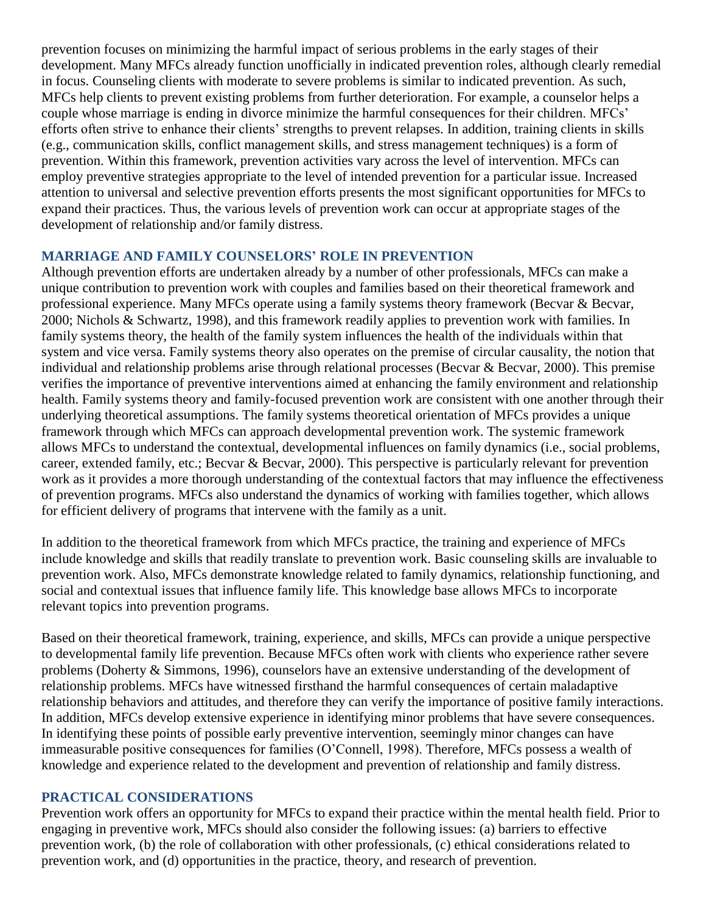prevention focuses on minimizing the harmful impact of serious problems in the early stages of their development. Many MFCs already function unofficially in indicated prevention roles, although clearly remedial in focus. Counseling clients with moderate to severe problems is similar to indicated prevention. As such, MFCs help clients to prevent existing problems from further deterioration. For example, a counselor helps a couple whose marriage is ending in divorce minimize the harmful consequences for their children. MFCs' efforts often strive to enhance their clients' strengths to prevent relapses. In addition, training clients in skills (e.g., communication skills, conflict management skills, and stress management techniques) is a form of prevention. Within this framework, prevention activities vary across the level of intervention. MFCs can employ preventive strategies appropriate to the level of intended prevention for a particular issue. Increased attention to universal and selective prevention efforts presents the most significant opportunities for MFCs to expand their practices. Thus, the various levels of prevention work can occur at appropriate stages of the development of relationship and/or family distress.

## MARRIAGE AND FAMILY COUNSELORS' ROLE IN PREVENTION

Although prevention efforts are undertaken already by a number of other professionals, MFCs can make a unique contribution to prevention work with couples and families based on their theoretical framework and professional experience. Many MFCs operate using a family systems theory framework (Becvar & Becvar, 2000; Nichols & Schwartz, 1998), and this framework readily applies to prevention work with families. In family systems theory, the health of the family system influences the health of the individuals within that system and vice versa. Family systems theory also operates on the premise of circular causality, the notion that individual and relationship problems arise through relational processes (Becvar & Becvar, 2000). This premise verifies the importance of preventive interventions aimed at enhancing the family environment and relationship health. Family systems theory and family-focused prevention work are consistent with one another through their underlying theoretical assumptions. The family systems theoretical orientation of MFCs provides a unique framework through which MFCs can approach developmental prevention work. The systemic framework allows MFCs to understand the contextual, developmental influences on family dynamics (i.e., social problems, career, extended family, etc.; Becvar & Becvar, 2000). This perspective is particularly relevant for prevention work as it provides a more thorough understanding of the contextual factors that may influence the effectiveness of prevention programs. MFCs also understand the dynamics of working with families together, which allows for efficient delivery of programs that intervene with the family as a unit.

In addition to the theoretical framework from which MFCs practice, the training and experience of MFCs include knowledge and skills that readily translate to prevention work. Basic counseling skills are invaluable to prevention work. Also, MFCs demonstrate knowledge related to family dynamics, relationship functioning, and social and contextual issues that influence family life. This knowledge base allows MFCs to incorporate relevant topics into prevention programs.

Based on their theoretical framework, training, experience, and skills, MFCs can provide a unique perspective to developmental family life prevention. Because MFCs often work with clients who experience rather severe problems (Doherty & Simmons, 1996), counselors have an extensive understanding of the development of relationship problems. MFCs have witnessed firsthand the harmful consequences of certain maladaptive relationship behaviors and attitudes, and therefore they can verify the importance of positive family interactions. In addition, MFCs develop extensive experience in identifying minor problems that have severe consequences. In identifying these points of possible early preventive intervention, seemingly minor changes can have immeasurable positive consequences for families (O'Connell, 1998). Therefore, MFCs possess a wealth of knowledge and experience related to the development and prevention of relationship and family distress.

## PRACTICAL CONSIDERATIONS

Prevention work offers an opportunity for MFCs to expand their practice within the mental health field. Prior to engaging in preventive work, MFCs should also consider the following issues: (a) barriers to effective prevention work, (b) the role of collaboration with other professionals, (c) ethical considerations related to prevention work, and (d) opportunities in the practice, theory, and research of prevention.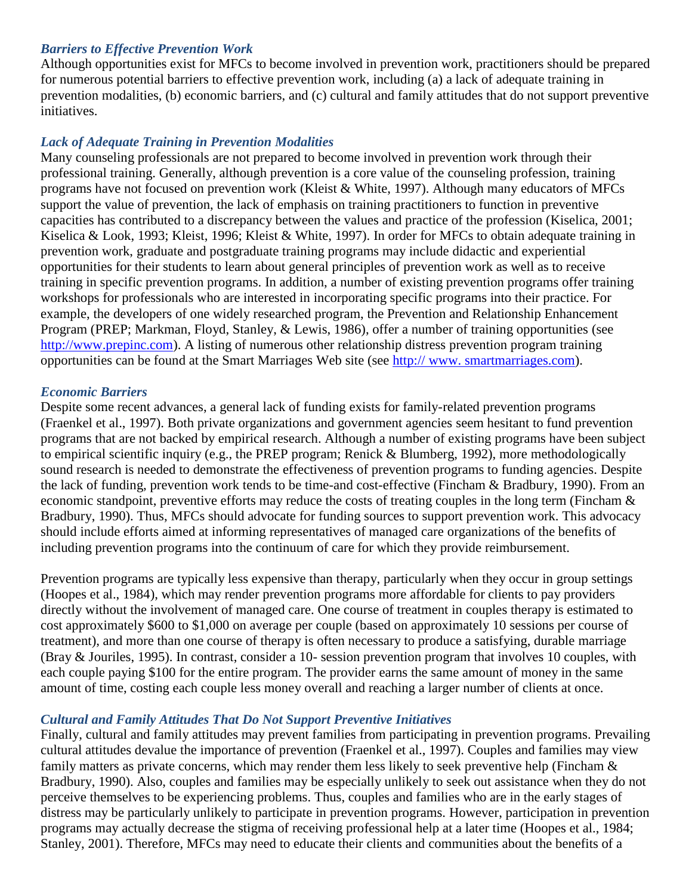### *Barriers to Effective Prevention Work*

Although opportunities exist for MFCs to become involved in prevention work, practitioners should be prepared for numerous potential barriers to effective prevention work, including (a) a lack of adequate training in prevention modalities, (b) economic barriers, and (c) cultural and family attitudes that do not support preventive initiatives.

### *Lack of Adequate Training in Prevention Modalities*

Many counseling professionals are not prepared to become involved in prevention work through their professional training. Generally, although prevention is a core value of the counseling profession, training programs have not focused on prevention work (Kleist & White, 1997). Although many educators of MFCs support the value of prevention, the lack of emphasis on training practitioners to function in preventive capacities has contributed to a discrepancy between the values and practice of the profession (Kiselica, 2001; Kiselica & Look, 1993; Kleist, 1996; Kleist & White, 1997). In order for MFCs to obtain adequate training in prevention work, graduate and postgraduate training programs may include didactic and experiential opportunities for their students to learn about general principles of prevention work as well as to receive training in specific prevention programs. In addition, a number of existing prevention programs offer training workshops for professionals who are interested in incorporating specific programs into their practice. For example, the developers of one widely researched program, the Prevention and Relationship Enhancement Program (PREP; Markman, Floyd, Stanley, & Lewis, 1986), offer a number of training opportunities (see [http://www.prepinc.com](http://www.prepinc.com)). A listing of numerous other relationship distress prevention program training opportunities can be found at the Smart Marriages Web site (see [http:// www. smartmarriages.com](http://www.smartmarriages.com)).

### *Economic Barriers*

Despite some recent advances, a general lack of funding exists for family-related prevention programs (Fraenkel et al., 1997). Both private organizations and government agencies seem hesitant to fund prevention programs that are not backed by empirical research. Although a number of existing programs have been subject to empirical scientific inquiry (e.g., the PREP program; Renick & Blumberg, 1992), more methodologically sound research is needed to demonstrate the effectiveness of prevention programs to funding agencies. Despite the lack of funding, prevention work tends to be time-and cost-effective (Fincham & Bradbury, 1990). From an economic standpoint, preventive efforts may reduce the costs of treating couples in the long term (Fincham & Bradbury, 1990). Thus, MFCs should advocate for funding sources to support prevention work. This advocacy should include efforts aimed at informing representatives of managed care organizations of the benefits of including prevention programs into the continuum of care for which they provide reimbursement.

Prevention programs are typically less expensive than therapy, particularly when they occur in group settings (Hoopes et al., 1984), which may render prevention programs more affordable for clients to pay providers directly without the involvement of managed care. One course of treatment in couples therapy is estimated to cost approximately $600 to $1,000 on average per couple (based on approximately 10 sessions per course of treatment), and more than one course of therapy is often necessary to produce a satisfying, durable marriage (Bray & Jouriles, 1995). In contrast, consider a 10- session prevention program that involves 10 couples, with each couple paying $100 for the entire program. The provider earns the same amount of money in the same amount of time, costing each couple less money overall and reaching a larger number of clients at once.

### *Cultural and Family Attitudes That Do Not Support Preventive Initiatives*

Finally, cultural and family attitudes may prevent families from participating in prevention programs. Prevailing cultural attitudes devalue the importance of prevention (Fraenkel et al., 1997). Couples and families may view family matters as private concerns, which may render them less likely to seek preventive help (Fincham & Bradbury, 1990). Also, couples and families may be especially unlikely to seek out assistance when they do not perceive themselves to be experiencing problems. Thus, couples and families who are in the early stages of distress may be particularly unlikely to participate in prevention programs. However, participation in prevention programs may actually decrease the stigma of receiving professional help at a later time (Hoopes et al., 1984; Stanley, 2001). Therefore, MFCs may need to educate their clients and communities about the benefits of a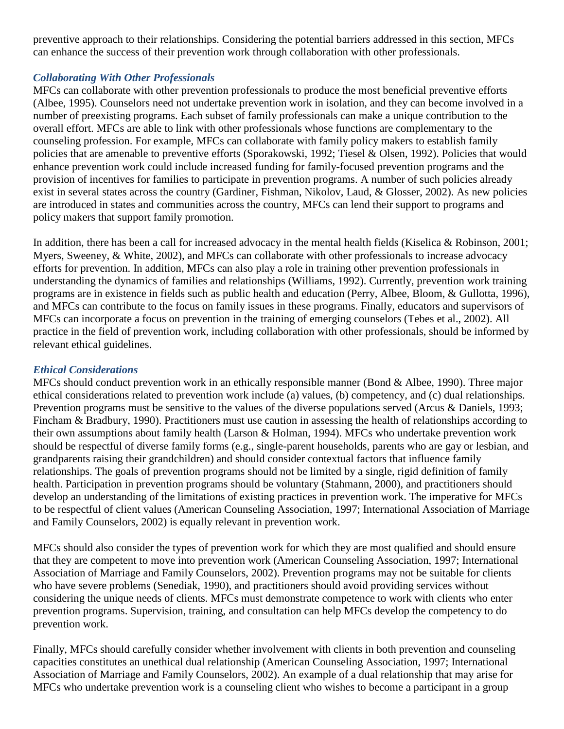preventive approach to their relationships. Considering the potential barriers addressed in this section, MFCs can enhance the success of their prevention work through collaboration with other professionals.

### *Collaborating With Other Professionals*

MFCs can collaborate with other prevention professionals to produce the most beneficial preventive efforts (Albee, 1995). Counselors need not undertake prevention work in isolation, and they can become involved in a number of preexisting programs. Each subset of family professionals can make a unique contribution to the overall effort. MFCs are able to link with other professionals whose functions are complementary to the counseling profession. For example, MFCs can collaborate with family policy makers to establish family policies that are amenable to preventive efforts (Sporakowski, 1992; Tiesel & Olsen, 1992). Policies that would enhance prevention work could include increased funding for family-focused prevention programs and the provision of incentives for families to participate in prevention programs. A number of such policies already exist in several states across the country (Gardiner, Fishman, Nikolov, Laud, & Glosser, 2002). As new policies are introduced in states and communities across the country, MFCs can lend their support to programs and policy makers that support family promotion.

In addition, there has been a call for increased advocacy in the mental health fields (Kiselica & Robinson, 2001; Myers, Sweeney, & White, 2002), and MFCs can collaborate with other professionals to increase advocacy efforts for prevention. In addition, MFCs can also play a role in training other prevention professionals in understanding the dynamics of families and relationships (Williams, 1992). Currently, prevention work training programs are in existence in fields such as public health and education (Perry, Albee, Bloom, & Gullotta, 1996), and MFCs can contribute to the focus on family issues in these programs. Finally, educators and supervisors of MFCs can incorporate a focus on prevention in the training of emerging counselors (Tebes et al., 2002). All practice in the field of prevention work, including collaboration with other professionals, should be informed by relevant ethical guidelines.

### *Ethical Considerations*

MFCs should conduct prevention work in an ethically responsible manner (Bond & Albee, 1990). Three major ethical considerations related to prevention work include (a) values, (b) competency, and (c) dual relationships. Prevention programs must be sensitive to the values of the diverse populations served (Arcus & Daniels, 1993; Fincham & Bradbury, 1990). Practitioners must use caution in assessing the health of relationships according to their own assumptions about family health (Larson & Holman, 1994). MFCs who undertake prevention work should be respectful of diverse family forms (e.g., single-parent households, parents who are gay or lesbian, and grandparents raising their grandchildren) and should consider contextual factors that influence family relationships. The goals of prevention programs should not be limited by a single, rigid definition of family health. Participation in prevention programs should be voluntary (Stahmann, 2000), and practitioners should develop an understanding of the limitations of existing practices in prevention work. The imperative for MFCs to be respectful of client values (American Counseling Association, 1997; International Association of Marriage and Family Counselors, 2002) is equally relevant in prevention work.

MFCs should also consider the types of prevention work for which they are most qualified and should ensure that they are competent to move into prevention work (American Counseling Association, 1997; International Association of Marriage and Family Counselors, 2002). Prevention programs may not be suitable for clients who have severe problems (Senediak, 1990), and practitioners should avoid providing services without considering the unique needs of clients. MFCs must demonstrate competence to work with clients who enter prevention programs. Supervision, training, and consultation can help MFCs develop the competency to do prevention work.

Finally, MFCs should carefully consider whether involvement with clients in both prevention and counseling capacities constitutes an unethical dual relationship (American Counseling Association, 1997; International Association of Marriage and Family Counselors, 2002). An example of a dual relationship that may arise for MFCs who undertake prevention work is a counseling client who wishes to become a participant in a group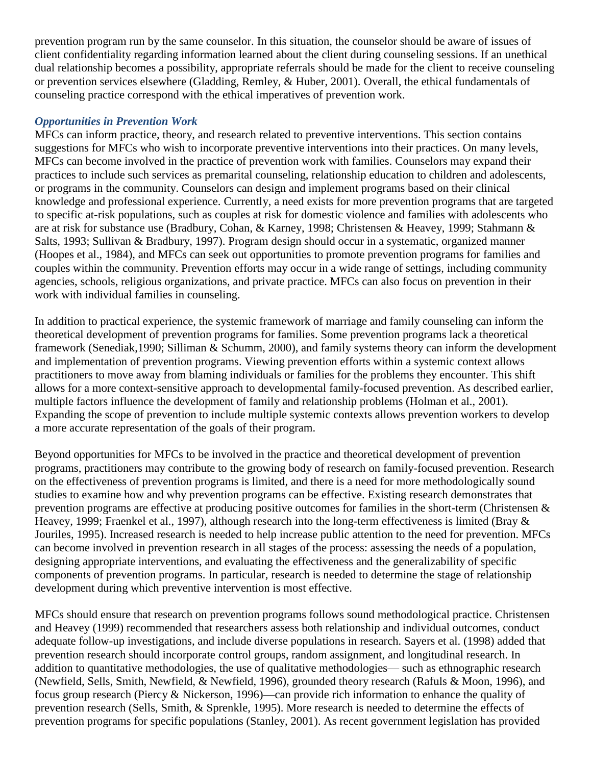prevention program run by the same counselor. In this situation, the counselor should be aware of issues of client confidentiality regarding information learned about the client during counseling sessions. If an unethical dual relationship becomes a possibility, appropriate referrals should be made for the client to receive counseling or prevention services elsewhere (Gladding, Remley, & Huber, 2001). Overall, the ethical fundamentals of counseling practice correspond with the ethical imperatives of prevention work.

### *Opportunities in Prevention Work*

MFCs can inform practice, theory, and research related to preventive interventions. This section contains suggestions for MFCs who wish to incorporate preventive interventions into their practices. On many levels, MFCs can become involved in the practice of prevention work with families. Counselors may expand their practices to include such services as premarital counseling, relationship education to children and adolescents, or programs in the community. Counselors can design and implement programs based on their clinical knowledge and professional experience. Currently, a need exists for more prevention programs that are targeted to specific at-risk populations, such as couples at risk for domestic violence and families with adolescents who are at risk for substance use (Bradbury, Cohan, & Karney, 1998; Christensen & Heavey, 1999; Stahmann & Salts, 1993; Sullivan & Bradbury, 1997). Program design should occur in a systematic, organized manner (Hoopes et al., 1984), and MFCs can seek out opportunities to promote prevention programs for families and couples within the community. Prevention efforts may occur in a wide range of settings, including community agencies, schools, religious organizations, and private practice. MFCs can also focus on prevention in their work with individual families in counseling.

In addition to practical experience, the systemic framework of marriage and family counseling can inform the theoretical development of prevention programs for families. Some prevention programs lack a theoretical framework (Senediak,1990; Silliman & Schumm, 2000), and family systems theory can inform the development and implementation of prevention programs. Viewing prevention efforts within a systemic context allows practitioners to move away from blaming individuals or families for the problems they encounter. This shift allows for a more context-sensitive approach to developmental family-focused prevention. As described earlier, multiple factors influence the development of family and relationship problems (Holman et al., 2001). Expanding the scope of prevention to include multiple systemic contexts allows prevention workers to develop a more accurate representation of the goals of their program.

Beyond opportunities for MFCs to be involved in the practice and theoretical development of prevention programs, practitioners may contribute to the growing body of research on family-focused prevention. Research on the effectiveness of prevention programs is limited, and there is a need for more methodologically sound studies to examine how and why prevention programs can be effective. Existing research demonstrates that prevention programs are effective at producing positive outcomes for families in the short-term (Christensen & Heavey, 1999; Fraenkel et al., 1997), although research into the long-term effectiveness is limited (Bray & Jouriles, 1995). Increased research is needed to help increase public attention to the need for prevention. MFCs can become involved in prevention research in all stages of the process: assessing the needs of a population, designing appropriate interventions, and evaluating the effectiveness and the generalizability of specific components of prevention programs. In particular, research is needed to determine the stage of relationship development during which preventive intervention is most effective.

MFCs should ensure that research on prevention programs follows sound methodological practice. Christensen and Heavey (1999) recommended that researchers assess both relationship and individual outcomes, conduct adequate follow-up investigations, and include diverse populations in research. Sayers et al. (1998) added that prevention research should incorporate control groups, random assignment, and longitudinal research. In addition to quantitative methodologies, the use of qualitative methodologies— such as ethnographic research (Newfield, Sells, Smith, Newfield, & Newfield, 1996), grounded theory research (Rafuls & Moon, 1996), and focus group research (Piercy & Nickerson, 1996)—can provide rich information to enhance the quality of prevention research (Sells, Smith, & Sprenkle, 1995). More research is needed to determine the effects of prevention programs for specific populations (Stanley, 2001). As recent government legislation has provided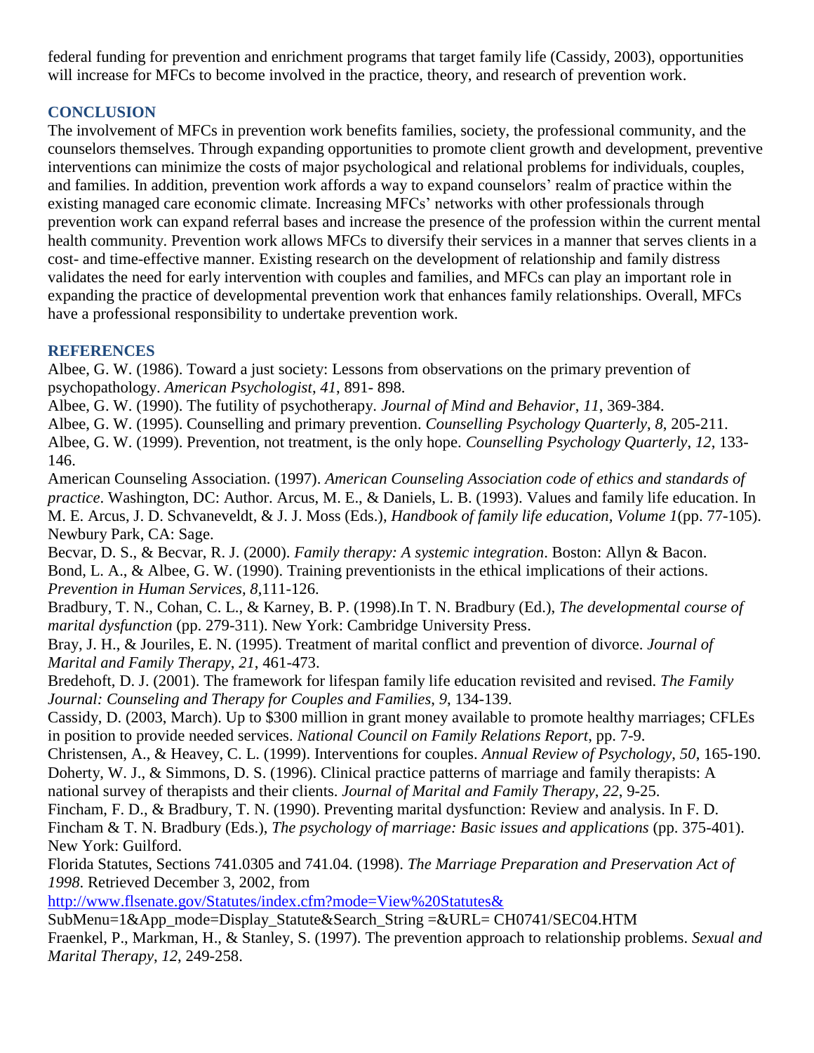federal funding for prevention and enrichment programs that target family life (Cassidy, 2003), opportunities will increase for MFCs to become involved in the practice, theory, and research of prevention work.

## CONCLUSION

The involvement of MFCs in prevention work benefits families, society, the professional community, and the counselors themselves. Through expanding opportunities to promote client growth and development, preventive interventions can minimize the costs of major psychological and relational problems for individuals, couples, and families. In addition, prevention work affords a way to expand counselors' realm of practice within the existing managed care economic climate. Increasing MFCs' networks with other professionals through prevention work can expand referral bases and increase the presence of the profession within the current mental health community. Prevention work allows MFCs to diversify their services in a manner that serves clients in a cost- and time-effective manner. Existing research on the development of relationship and family distress validates the need for early intervention with couples and families, and MFCs can play an important role in expanding the practice of developmental prevention work that enhances family relationships. Overall, MFCs have a professional responsibility to undertake prevention work.

## REFERENCES

Albee, G. W. (1986). Toward a just society: Lessons from observations on the primary prevention of psychopathology. *American Psychologist*, *41*, 891- 898.

Albee, G. W. (1990). The futility of psychotherapy. *Journal of Mind and Behavior*, *11*, 369-384.

Albee, G. W. (1995). Counselling and primary prevention. *Counselling Psychology Quarterly*, *8*, 205-211.

Albee, G. W. (1999). Prevention, not treatment, is the only hope. *Counselling Psychology Quarterly*, *12*, 133-146.

American Counseling Association. (1997). *American Counseling Association code of ethics and standards of practice*. Washington, DC: Author. Arcus, M. E., & Daniels, L. B. (1993). Values and family life education. In M. E. Arcus, J. D. Schvaneveldt, & J. J. Moss (Eds.), *Handbook of family life education, Volume 1*(pp. 77-105). Newbury Park, CA: Sage.

Becvar, D. S., & Becvar, R. J. (2000). *Family therapy: A systemic integration*. Boston: Allyn & Bacon.

Bond, L. A., & Albee, G. W. (1990). Training preventionists in the ethical implications of their actions. *Prevention in Human Services*, *8*,111-126.

Bradbury, T. N., Cohan, C. L., & Karney, B. P. (1998).In T. N. Bradbury (Ed.), *The developmental course of marital dysfunction* (pp. 279-311). New York: Cambridge University Press.

Bray, J. H., & Jouriles, E. N. (1995). Treatment of marital conflict and prevention of divorce. *Journal of Marital and Family Therapy*, *21*, 461-473.

Bredehoft, D. J. (2001). The framework for lifespan family life education revisited and revised. *The Family Journal: Counseling and Therapy for Couples and Families*, *9*, 134-139.

Cassidy, D. (2003, March). Up to $300 million in grant money available to promote healthy marriages; CFLEs in position to provide needed services. *National Council on Family Relations Report*, pp. 7-9.

Christensen, A., & Heavey, C. L. (1999). Interventions for couples. *Annual Review of Psychology*, *50*, 165-190.

Doherty, W. J., & Simmons, D. S. (1996). Clinical practice patterns of marriage and family therapists: A national survey of therapists and their clients. *Journal of Marital and Family Therapy*, *22*, 9-25.

Fincham, F. D., & Bradbury, T. N. (1990). Preventing marital dysfunction: Review and analysis. In F. D. Fincham & T. N. Bradbury (Eds.), *The psychology of marriage: Basic issues and applications* (pp. 375-401). New York: Guilford.

Florida Statutes, Sections 741.0305 and 741.04. (1998). *The Marriage Preparation and Preservation Act of 1998*. Retrieved December 3, 2002, from http://www.flsenate.gov/Statutes/index.cfm?mode=View%20Statutes& SubMenu=1&App_mode=Display_Statute&Search_String =&URL= CH0741/SEC04.HTM

Fraenkel, P., Markman, H., & Stanley, S. (1997). The prevention approach to relationship problems. *Sexual and Marital Therapy*, *12*, 249-258.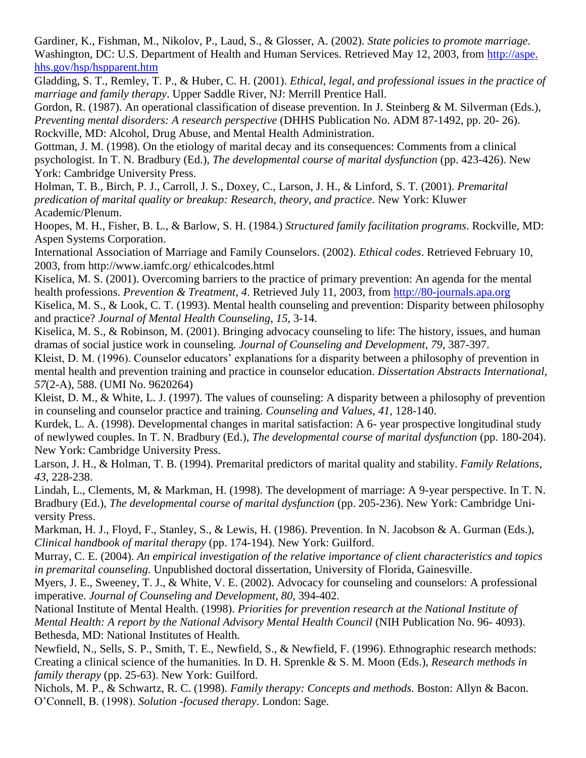Gardiner, K., Fishman, M., Nikolov, P., Laud, S., & Glosser, A. (2002). *State policies to promote marriage*. Washington, DC: U.S. Department of Health and Human Services. Retrieved May 12, 2003, from http://aspe.hhs.gov/hsp/hspparent.htm

Gladding, S. T., Remley, T. P., & Huber, C. H. (2001). *Ethical, legal, and professional issues in the practice of marriage and family therapy*. Upper Saddle River, NJ: Merrill Prentice Hall.

Gordon, R. (1987). An operational classification of disease prevention. In J. Steinberg & M. Silverman (Eds.), *Preventing mental disorders: A research perspective* (DHHS Publication No. ADM 87-1492, pp. 20- 26). Rockville, MD: Alcohol, Drug Abuse, and Mental Health Administration.

Gottman, J. M. (1998). On the etiology of marital decay and its consequences: Comments from a clinical psychologist. In T. N. Bradbury (Ed.), *The developmental course of marital dysfunction* (pp. 423-426). New York: Cambridge University Press.

Holman, T. B., Birch, P. J., Carroll, J. S., Doxey, C., Larson, J. H., & Linford, S. T. (2001). *Premarital predication of marital quality or breakup: Research, theory, and practice*. New York: Kluwer Academic/Plenum.

Hoopes, M. H., Fisher, B. L., & Barlow, S. H. (1984.) *Structured family facilitation programs*. Rockville, MD: Aspen Systems Corporation.

International Association of Marriage and Family Counselors. (2002). *Ethical codes*. Retrieved February 10, 2003, from http://www.iamfc.org/ ethicalcodes.html

Kiselica, M. S. (2001). Overcoming barriers to the practice of primary prevention: An agenda for the mental health professions. *Prevention & Treatment*, *4*. Retrieved July 11, 2003, from http://80-journals.apa.org

Kiselica, M. S., & Look, C. T. (1993). Mental health counseling and prevention: Disparity between philosophy and practice? *Journal of Mental Health Counseling*, *15*, 3-14.

Kiselica, M. S., & Robinson, M. (2001). Bringing advocacy counseling to life: The history, issues, and human dramas of social justice work in counseling. *Journal of Counseling and Development*, *79*, 387-397.

Kleist, D. M. (1996). Counselor educators' explanations for a disparity between a philosophy of prevention in mental health and prevention training and practice in counselor education. *Dissertation Abstracts International*, *57*(2-A), 588. (UMI No. 9620264)

Kleist, D. M., & White, L. J. (1997). The values of counseling: A disparity between a philosophy of prevention in counseling and counselor practice and training. *Counseling and Values*, *41*, 128-140.

Kurdek, L. A. (1998). Developmental changes in marital satisfaction: A 6- year prospective longitudinal study of newlywed couples. In T. N. Bradbury (Ed.), *The developmental course of marital dysfunction* (pp. 180-204). New York: Cambridge University Press.

Larson, J. H., & Holman, T. B. (1994). Premarital predictors of marital quality and stability. *Family Relations*, *43*, 228-238.

Lindah, L., Clements, M, & Markman, H. (1998). The development of marriage: A 9-year perspective. In T. N. Bradbury (Ed.), *The developmental course of marital dysfunction* (pp. 205-236). New York: Cambridge University Press.

Markman, H. J., Floyd, F., Stanley, S., & Lewis, H. (1986). Prevention. In N. Jacobson & A. Gurman (Eds.), *Clinical handbook of marital therapy* (pp. 174-194). New York: Guilford.

Murray, C. E. (2004). *An empirical investigation of the relative importance of client characteristics and topics in premarital counseling*. Unpublished doctoral dissertation, University of Florida, Gainesville.

Myers, J. E., Sweeney, T. J., & White, V. E. (2002). Advocacy for counseling and counselors: A professional imperative. *Journal of Counseling and Development*, *80*, 394-402.

National Institute of Mental Health. (1998). *Priorities for prevention research at the National Institute of Mental Health: A report by the National Advisory Mental Health Council* (NIH Publication No. 96- 4093). Bethesda, MD: National Institutes of Health.

Newfield, N., Sells, S. P., Smith, T. E., Newfield, S., & Newfield, F. (1996). Ethnographic research methods: Creating a clinical science of the humanities. In D. H. Sprenkle & S. M. Moon (Eds.), *Research methods in family therapy* (pp. 25-63). New York: Guilford.

Nichols, M. P., & Schwartz, R. C. (1998). *Family therapy: Concepts and methods*. Boston: Allyn & Bacon.

O'Connell, B. (1998). *Solution -focused therapy*. London: Sage.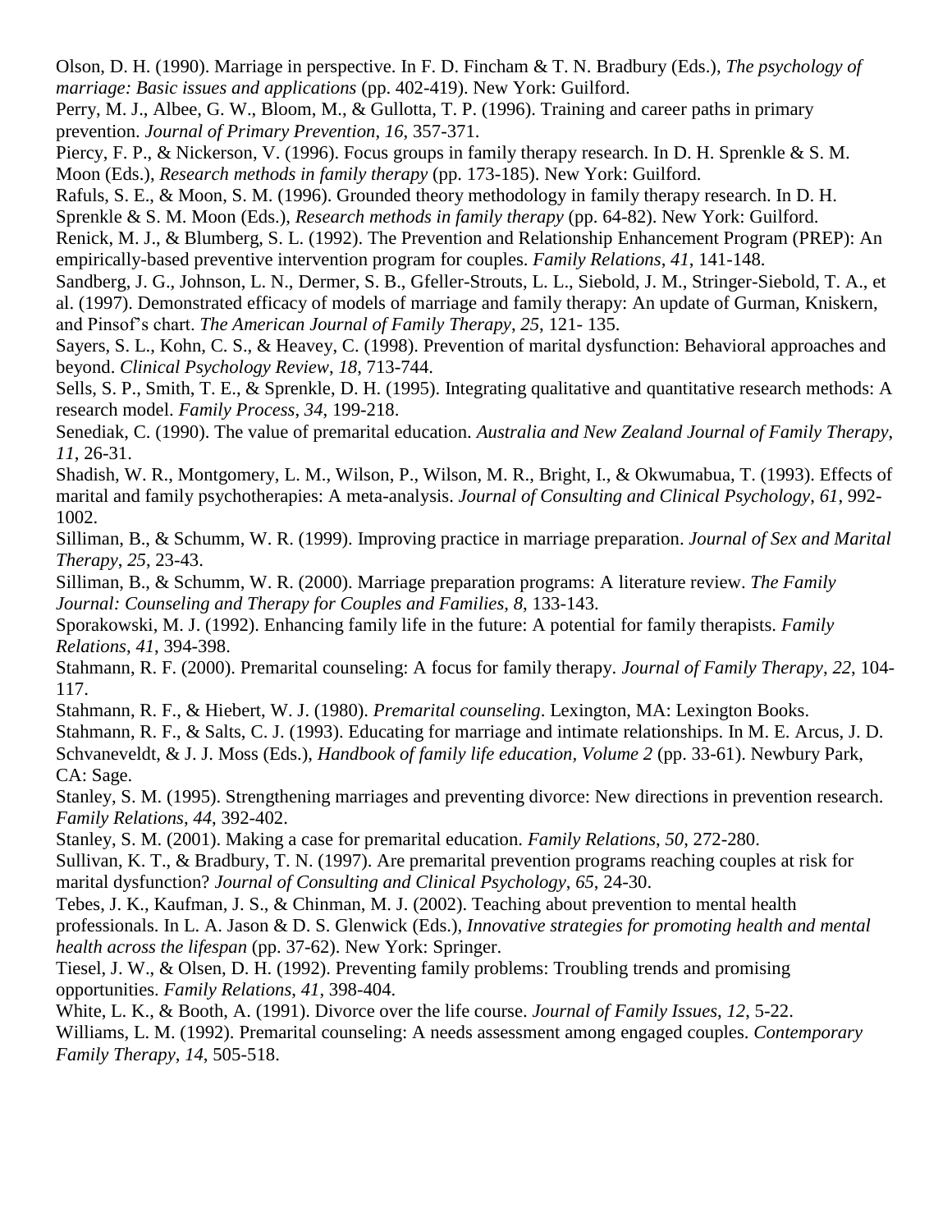Olson, D. H. (1990). Marriage in perspective. In F. D. Fincham & T. N. Bradbury (Eds.), *The psychology of marriage: Basic issues and applications* (pp. 402-419). New York: Guilford.

Perry, M. J., Albee, G. W., Bloom, M., & Gullotta, T. P. (1996). Training and career paths in primary prevention. *Journal of Primary Prevention*, *16*, 357-371.

Piercy, F. P., & Nickerson, V. (1996). Focus groups in family therapy research. In D. H. Sprenkle & S. M. Moon (Eds.), *Research methods in family therapy* (pp. 173-185). New York: Guilford.

Rafuls, S. E., & Moon, S. M. (1996). Grounded theory methodology in family therapy research. In D. H. Sprenkle & S. M. Moon (Eds.), *Research methods in family therapy* (pp. 64-82). New York: Guilford.

Renick, M. J., & Blumberg, S. L. (1992). The Prevention and Relationship Enhancement Program (PREP): An empirically-based preventive intervention program for couples. *Family Relations*, *41*, 141-148.

Sandberg, J. G., Johnson, L. N., Dermer, S. B., Gfeller-Strouts, L. L., Siebold, J. M., Stringer-Siebold, T. A., et al. (1997). Demonstrated efficacy of models of marriage and family therapy: An update of Gurman, Kniskern, and Pinsof's chart. *The American Journal of Family Therapy*, *25*, 121- 135.

Sayers, S. L., Kohn, C. S., & Heavey, C. (1998). Prevention of marital dysfunction: Behavioral approaches and beyond. *Clinical Psychology Review*, *18*, 713-744.

Sells, S. P., Smith, T. E., & Sprenkle, D. H. (1995). Integrating qualitative and quantitative research methods: A research model. *Family Process*, *34*, 199-218.

Senediak, C. (1990). The value of premarital education. *Australia and New Zealand Journal of Family Therapy*, *11*, 26-31.

Shadish, W. R., Montgomery, L. M., Wilson, P., Wilson, M. R., Bright, I., & Okwumabua, T. (1993). Effects of marital and family psychotherapies: A meta-analysis. *Journal of Consulting and Clinical Psychology*, *61*, 992-1002.

Silliman, B., & Schumm, W. R. (1999). Improving practice in marriage preparation. *Journal of Sex and Marital Therapy*, *25*, 23-43.

Silliman, B., & Schumm, W. R. (2000). Marriage preparation programs: A literature review. *The Family Journal: Counseling and Therapy for Couples and Families*, *8*, 133-143.

Sporakowski, M. J. (1992). Enhancing family life in the future: A potential for family therapists. *Family Relations*, *41*, 394-398.

Stahmann, R. F. (2000). Premarital counseling: A focus for family therapy. *Journal of Family Therapy*, *22*, 104-117.

Stahmann, R. F., & Hiebert, W. J. (1980). *Premarital counseling*. Lexington, MA: Lexington Books.

Stahmann, R. F., & Salts, C. J. (1993). Educating for marriage and intimate relationships. In M. E. Arcus, J. D. Schvaneveldt, & J. J. Moss (Eds.), *Handbook of family life education, Volume 2* (pp. 33-61). Newbury Park, CA: Sage.

Stanley, S. M. (1995). Strengthening marriages and preventing divorce: New directions in prevention research. *Family Relations*, *44*, 392-402.

Stanley, S. M. (2001). Making a case for premarital education. *Family Relations*, *50*, 272-280.

Sullivan, K. T., & Bradbury, T. N. (1997). Are premarital prevention programs reaching couples at risk for marital dysfunction? *Journal of Consulting and Clinical Psychology*, *65*, 24-30.

Tebes, J. K., Kaufman, J. S., & Chinman, M. J. (2002). Teaching about prevention to mental health professionals. In L. A. Jason & D. S. Glenwick (Eds.), *Innovative strategies for promoting health and mental health across the lifespan* (pp. 37-62). New York: Springer.

Tiesel, J. W., & Olsen, D. H. (1992). Preventing family problems: Troubling trends and promising opportunities. *Family Relations*, *41*, 398-404.

White, L. K., & Booth, A. (1991). Divorce over the life course. *Journal of Family Issues*, *12*, 5-22.

Williams, L. M. (1992). Premarital counseling: A needs assessment among engaged couples. *Contemporary Family Therapy*, *14*, 505-518.